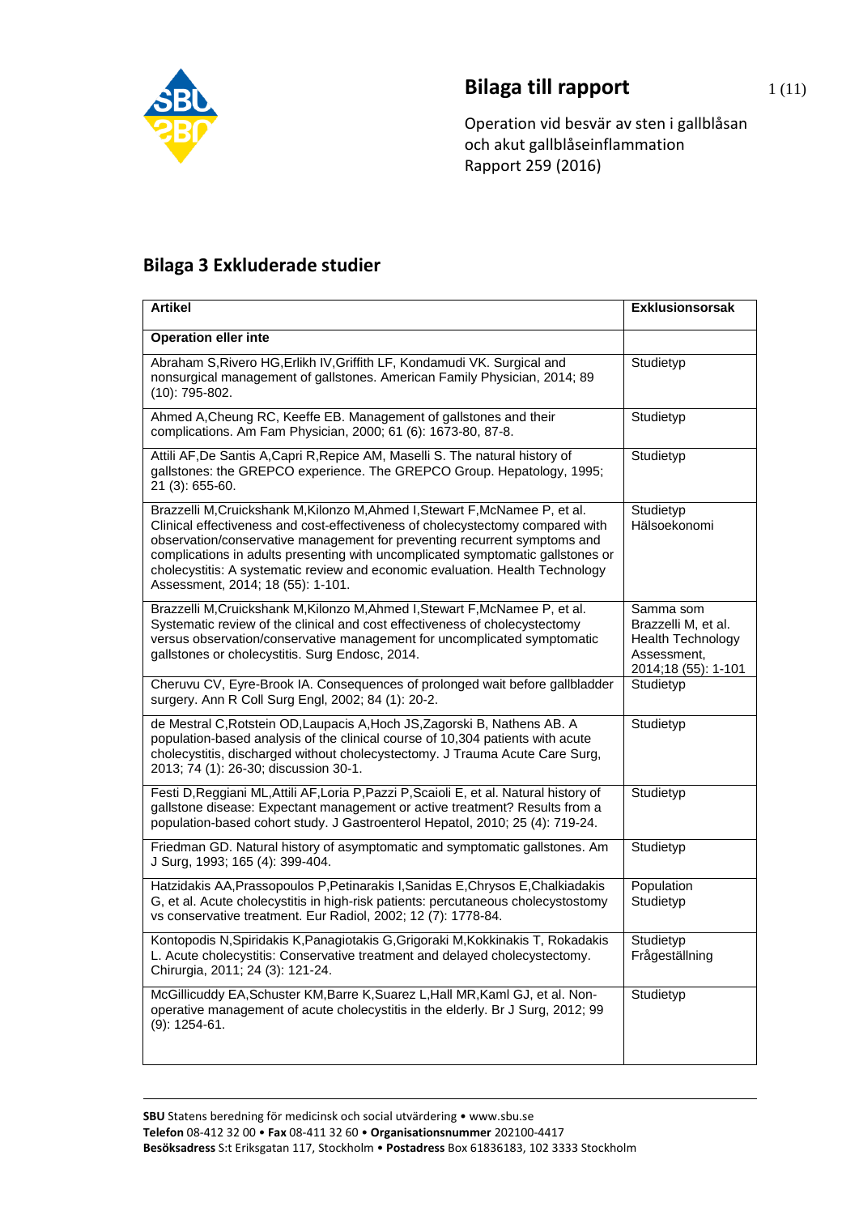# Bilaga till rapport

Operation vid besvär av sten i gallblåsan och akut gallblåseinflammation
Rapport 259 (2016)

## Bilaga 3 Exkluderade studier

| Artikel | Exklusionsorsak |
|---|---|
| **Operation eller inte** | |
| Abraham S,Rivero HG,Erlikh IV,Griffith LF, Kondamudi VK. Surgical and nonsurgical management of gallstones. American Family Physician, 2014; 89 (10): 795-802. | Studietyp |
| Ahmed A,Cheung RC, Keeffe EB. Management of gallstones and their complications. Am Fam Physician, 2000; 61 (6): 1673-80, 87-8. | Studietyp |
| Attili AF,De Santis A,Capri R,Repice AM, Maselli S. The natural history of gallstones: the GREPCO experience. The GREPCO Group. Hepatology, 1995; 21 (3): 655-60. | Studietyp |
| Brazzelli M,Cruickshank M,Kilonzo M,Ahmed I,Stewart F,McNamee P, et al. Clinical effectiveness and cost-effectiveness of cholecystectomy compared with observation/conservative management for preventing recurrent symptoms and complications in adults presenting with uncomplicated symptomatic gallstones or cholecystitis: A systematic review and economic evaluation. Health Technology Assessment, 2014; 18 (55): 1-101. | Studietyp<br>Hälsoekonomi |
| Brazzelli M,Cruickshank M,Kilonzo M,Ahmed I,Stewart F,McNamee P, et al. Systematic review of the clinical and cost effectiveness of cholecystectomy versus observation/conservative management for uncomplicated symptomatic gallstones or cholecystitis. Surg Endosc, 2014. | Samma som Brazzelli M, et al. Health Technology Assessment, 2014;18 (55): 1-101 |
| Cheruvu CV, Eyre-Brook IA. Consequences of prolonged wait before gallbladder surgery. Ann R Coll Surg Engl, 2002; 84 (1): 20-2. | Studietyp |
| de Mestral C,Rotstein OD,Laupacis A,Hoch JS,Zagorski B, Nathens AB. A population-based analysis of the clinical course of 10,304 patients with acute cholecystitis, discharged without cholecystectomy. J Trauma Acute Care Surg, 2013; 74 (1): 26-30; discussion 30-1. | Studietyp |
| Festi D,Reggiani ML,Attili AF,Loria P,Pazzi P,Scaioli E, et al. Natural history of gallstone disease: Expectant management or active treatment? Results from a population-based cohort study. J Gastroenterol Hepatol, 2010; 25 (4): 719-24. | Studietyp |
| Friedman GD. Natural history of asymptomatic and symptomatic gallstones. Am J Surg, 1993; 165 (4): 399-404. | Studietyp |
| Hatzidakis AA,Prassopoulos P,Petinarakis I,Sanidas E,Chrysos E,Chalkiadakis G, et al. Acute cholecystitis in high-risk patients: percutaneous cholecystostomy vs conservative treatment. Eur Radiol, 2002; 12 (7): 1778-84. | Population<br>Studietyp |
| Kontopodis N,Spiridakis K,Panagiotakis G,Grigoraki M,Kokkinakis T, Rokadakis L. Acute cholecystitis: Conservative treatment and delayed cholecystectomy. Chirurgia, 2011; 24 (3): 121-24. | Studietyp<br>Frågeställning |
| McGillicuddy EA,Schuster KM,Barre K,Suarez L,Hall MR,Kaml GJ, et al. Non-operative management of acute cholecystitis in the elderly. Br J Surg, 2012; 99 (9): 1254-61. | Studietyp |

**SBU** Statens beredning för medicinsk och social utvärdering • www.sbu.se
**Telefon** 08-412 32 00 • **Fax** 08-411 32 60 • **Organisationsnummer** 202100-4417
**Besöksadress** S:t Eriksgatan 117, Stockholm • **Postadress** Box 61836183, 102 3333 Stockholm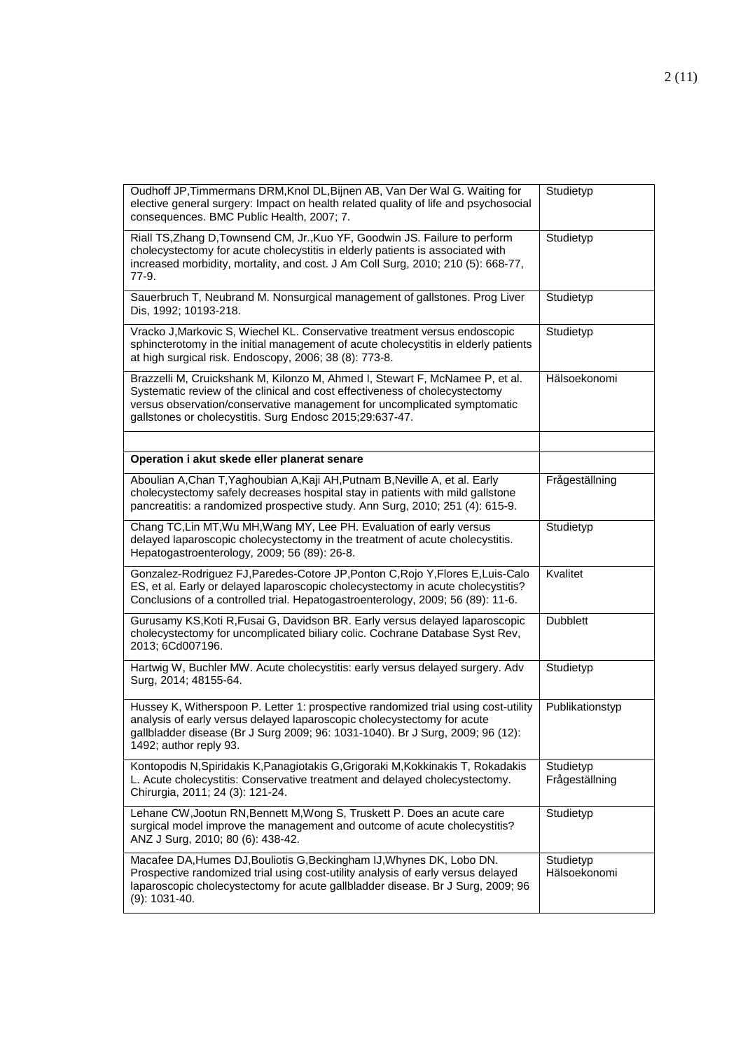| | |
|---|---|
| Oudhoff JP,Timmermans DRM,Knol DL,Bijnen AB, Van Der Wal G. Waiting for elective general surgery: Impact on health related quality of life and psychosocial consequences. BMC Public Health, 2007; 7. | Studietyp |
| Riall TS,Zhang D,Townsend CM, Jr.,Kuo YF, Goodwin JS. Failure to perform cholecystectomy for acute cholecystitis in elderly patients is associated with increased morbidity, mortality, and cost. J Am Coll Surg, 2010; 210 (5): 668-77, 77-9. | Studietyp |
| Sauerbruch T, Neubrand M. Nonsurgical management of gallstones. Prog Liver Dis, 1992; 10193-218. | Studietyp |
| Vracko J,Markovic S, Wiechel KL. Conservative treatment versus endoscopic sphincterotomy in the initial management of acute cholecystitis in elderly patients at high surgical risk. Endoscopy, 2006; 38 (8): 773-8. | Studietyp |
| Brazzelli M, Cruickshank M, Kilonzo M, Ahmed I, Stewart F, McNamee P, et al. Systematic review of the clinical and cost effectiveness of cholecystectomy versus observation/conservative management for uncomplicated symptomatic gallstones or cholecystitis. Surg Endosc 2015;29:637-47. | Hälsoekonomi |
| | |
| **Operation i akut skede eller planerat senare** | |
| Aboulian A,Chan T,Yaghoubian A,Kaji AH,Putnam B,Neville A, et al. Early cholecystectomy safely decreases hospital stay in patients with mild gallstone pancreatitis: a randomized prospective study. Ann Surg, 2010; 251 (4): 615-9. | Frågeställning |
| Chang TC,Lin MT,Wu MH,Wang MY, Lee PH. Evaluation of early versus delayed laparoscopic cholecystectomy in the treatment of acute cholecystitis. Hepatogastroenterology, 2009; 56 (89): 26-8. | Studietyp |
| Gonzalez-Rodriguez FJ,Paredes-Cotore JP,Ponton C,Rojo Y,Flores E,Luis-Calo ES, et al. Early or delayed laparoscopic cholecystectomy in acute cholecystitis? Conclusions of a controlled trial. Hepatogastroenterology, 2009; 56 (89): 11-6. | Kvalitet |
| Gurusamy KS,Koti R,Fusai G, Davidson BR. Early versus delayed laparoscopic cholecystectomy for uncomplicated biliary colic. Cochrane Database Syst Rev, 2013; 6Cd007196. | Dubblett |
| Hartwig W, Buchler MW. Acute cholecystitis: early versus delayed surgery. Adv Surg, 2014; 48155-64. | Studietyp |
| Hussey K, Witherspoon P. Letter 1: prospective randomized trial using cost-utility analysis of early versus delayed laparoscopic cholecystectomy for acute gallbladder disease (Br J Surg 2009; 96: 1031-1040). Br J Surg, 2009; 96 (12): 1492; author reply 93. | Publikationstyp |
| Kontopodis N,Spiridakis K,Panagiotakis G,Grigoraki M,Kokkinakis T, Rokadakis L. Acute cholecystitis: Conservative treatment and delayed cholecystectomy. Chirurgia, 2011; 24 (3): 121-24. | Studietyp Frågeställning |
| Lehane CW,Jootun RN,Bennett M,Wong S, Truskett P. Does an acute care surgical model improve the management and outcome of acute cholecystitis? ANZ J Surg, 2010; 80 (6): 438-42. | Studietyp |
| Macafee DA,Humes DJ,Bouliotis G,Beckingham IJ,Whynes DK, Lobo DN. Prospective randomized trial using cost-utility analysis of early versus delayed laparoscopic cholecystectomy for acute gallbladder disease. Br J Surg, 2009; 96 (9): 1031-40. | Studietyp Hälsoekonomi |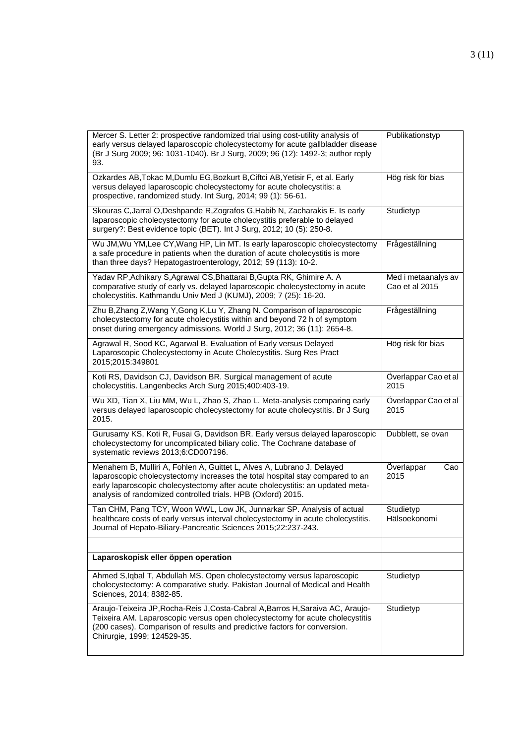| | |
|---|---|
| Mercer S. Letter 2: prospective randomized trial using cost-utility analysis of early versus delayed laparoscopic cholecystectomy for acute gallbladder disease (Br J Surg 2009; 96: 1031-1040). Br J Surg, 2009; 96 (12): 1492-3; author reply 93. | Publikationstyp |
| Ozkardes AB,Tokac M,Dumlu EG,Bozkurt B,Ciftci AB,Yetisir F, et al. Early versus delayed laparoscopic cholecystectomy for acute cholecystitis: a prospective, randomized study. Int Surg, 2014; 99 (1): 56-61. | Hög risk för bias |
| Skouras C,Jarral O,Deshpande R,Zografos G,Habib N, Zacharakis E. Is early laparoscopic cholecystectomy for acute cholecystitis preferable to delayed surgery?: Best evidence topic (BET). Int J Surg, 2012; 10 (5): 250-8. | Studietyp |
| Wu JM,Wu YM,Lee CY,Wang HP, Lin MT. Is early laparoscopic cholecystectomy a safe procedure in patients when the duration of acute cholecystitis is more than three days? Hepatogastroenterology, 2012; 59 (113): 10-2. | Frågeställning |
| Yadav RP,Adhikary S,Agrawal CS,Bhattarai B,Gupta RK, Ghimire A. A comparative study of early vs. delayed laparoscopic cholecystectomy in acute cholecystitis. Kathmandu Univ Med J (KUMJ), 2009; 7 (25): 16-20. | Med i metaanalys av Cao et al 2015 |
| Zhu B,Zhang Z,Wang Y,Gong K,Lu Y, Zhang N. Comparison of laparoscopic cholecystectomy for acute cholecystitis within and beyond 72 h of symptom onset during emergency admissions. World J Surg, 2012; 36 (11): 2654-8. | Frågeställning |
| Agrawal R, Sood KC, Agarwal B. Evaluation of Early versus Delayed Laparoscopic Cholecystectomy in Acute Cholecystitis. Surg Res Pract 2015;2015:349801 | Hög risk för bias |
| Koti RS, Davidson CJ, Davidson BR. Surgical management of acute cholecystitis. Langenbecks Arch Surg 2015;400:403-19. | Överlappar Cao et al 2015 |
| Wu XD, Tian X, Liu MM, Wu L, Zhao S, Zhao L. Meta-analysis comparing early versus delayed laparoscopic cholecystectomy for acute cholecystitis. Br J Surg 2015. | Överlappar Cao et al 2015 |
| Gurusamy KS, Koti R, Fusai G, Davidson BR. Early versus delayed laparoscopic cholecystectomy for uncomplicated biliary colic. The Cochrane database of systematic reviews 2013;6:CD007196. | Dubblett, se ovan |
| Menahem B, Mulliri A, Fohlen A, Guittet L, Alves A, Lubrano J. Delayed laparoscopic cholecystectomy increases the total hospital stay compared to an early laparoscopic cholecystectomy after acute cholecystitis: an updated meta-analysis of randomized controlled trials. HPB (Oxford) 2015. | Överlappar Cao 2015 |
| Tan CHM, Pang TCY, Woon WWL, Low JK, Junnarkar SP. Analysis of actual healthcare costs of early versus interval cholecystectomy in acute cholecystitis. Journal of Hepato-Biliary-Pancreatic Sciences 2015;22:237-243. | Studietyp Hälsoekonomi |
| | |
| **Laparoskopisk eller öppen operation** | |
| Ahmed S,Iqbal T, Abdullah MS. Open cholecystectomy versus laparoscopic cholecystectomy: A comparative study. Pakistan Journal of Medical and Health Sciences, 2014; 8382-85. | Studietyp |
| Araujo-Teixeira JP,Rocha-Reis J,Costa-Cabral A,Barros H,Saraiva AC, Araujo-Teixeira AM. Laparoscopic versus open cholecystectomy for acute cholecystitis (200 cases). Comparison of results and predictive factors for conversion. Chirurgie, 1999; 124529-35. | Studietyp |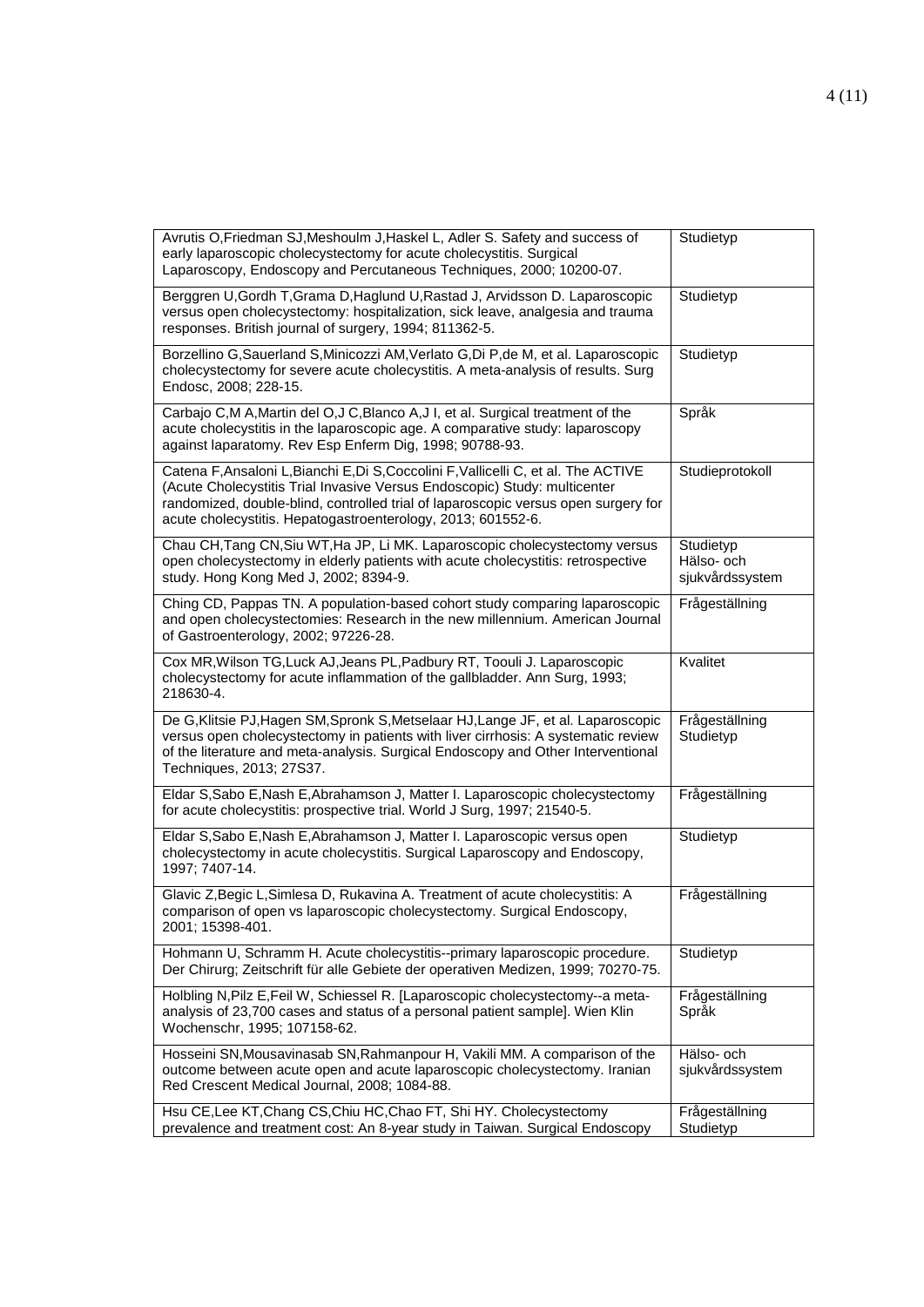| | |
|---|---|
| Avrutis O,Friedman SJ,Meshoulm J,Haskel L, Adler S. Safety and success of early laparoscopic cholecystectomy for acute cholecystitis. Surgical Laparoscopy, Endoscopy and Percutaneous Techniques, 2000; 10200-07. | Studietyp |
| Berggren U,Gordh T,Grama D,Haglund U,Rastad J, Arvidsson D. Laparoscopic versus open cholecystectomy: hospitalization, sick leave, analgesia and trauma responses. British journal of surgery, 1994; 811362-5. | Studietyp |
| Borzellino G,Sauerland S,Minicozzi AM,Verlato G,Di P,de M, et al. Laparoscopic cholecystectomy for severe acute cholecystitis. A meta-analysis of results. Surg Endosc, 2008; 228-15. | Studietyp |
| Carbajo C,M A,Martin del O,J C,Blanco A,J I, et al. Surgical treatment of the acute cholecystitis in the laparoscopic age. A comparative study: laparoscopy against laparatomy. Rev Esp Enferm Dig, 1998; 90788-93. | Språk |
| Catena F,Ansaloni L,Bianchi E,Di S,Coccolini F,Vallicelli C, et al. The ACTIVE (Acute Cholecystitis Trial Invasive Versus Endoscopic) Study: multicenter randomized, double-blind, controlled trial of laparoscopic versus open surgery for acute cholecystitis. Hepatogastroenterology, 2013; 601552-6. | Studieprotokoll |
| Chau CH,Tang CN,Siu WT,Ha JP, Li MK. Laparoscopic cholecystectomy versus open cholecystectomy in elderly patients with acute cholecystitis: retrospective study. Hong Kong Med J, 2002; 8394-9. | Studietyp<br>Hälso- och sjukvårdssystem |
| Ching CD, Pappas TN. A population-based cohort study comparing laparoscopic and open cholecystectomies: Research in the new millennium. American Journal of Gastroenterology, 2002; 97226-28. | Frågeställning |
| Cox MR,Wilson TG,Luck AJ,Jeans PL,Padbury RT, Toouli J. Laparoscopic cholecystectomy for acute inflammation of the gallbladder. Ann Surg, 1993; 218630-4. | Kvalitet |
| De G,Klitsie PJ,Hagen SM,Spronk S,Metselaar HJ,Lange JF, et al. Laparoscopic versus open cholecystectomy in patients with liver cirrhosis: A systematic review of the literature and meta-analysis. Surgical Endoscopy and Other Interventional Techniques, 2013; 27S37. | Frågeställning<br>Studietyp |
| Eldar S,Sabo E,Nash E,Abrahamson J, Matter I. Laparoscopic cholecystectomy for acute cholecystitis: prospective trial. World J Surg, 1997; 21540-5. | Frågeställning |
| Eldar S,Sabo E,Nash E,Abrahamson J, Matter I. Laparoscopic versus open cholecystectomy in acute cholecystitis. Surgical Laparoscopy and Endoscopy, 1997; 7407-14. | Studietyp |
| Glavic Z,Begic L,Simlesa D, Rukavina A. Treatment of acute cholecystitis: A comparison of open vs laparoscopic cholecystectomy. Surgical Endoscopy, 2001; 15398-401. | Frågeställning |
| Hohmann U, Schramm H. Acute cholecystitis--primary laparoscopic procedure. Der Chirurg; Zeitschrift für alle Gebiete der operativen Medizen, 1999; 70270-75. | Studietyp |
| Holbling N,Pilz E,Feil W, Schiessel R. [Laparoscopic cholecystectomy--a meta-analysis of 23,700 cases and status of a personal patient sample]. Wien Klin Wochenschr, 1995; 107158-62. | Frågeställning<br>Språk |
| Hosseini SN,Mousavinasab SN,Rahmanpour H, Vakili MM. A comparison of the outcome between acute open and acute laparoscopic cholecystectomy. Iranian Red Crescent Medical Journal, 2008; 1084-88. | Hälso- och sjukvårdssystem |
| Hsu CE,Lee KT,Chang CS,Chiu HC,Chao FT, Shi HY. Cholecystectomy prevalence and treatment cost: An 8-year study in Taiwan. Surgical Endoscopy | Frågeställning<br>Studietyp |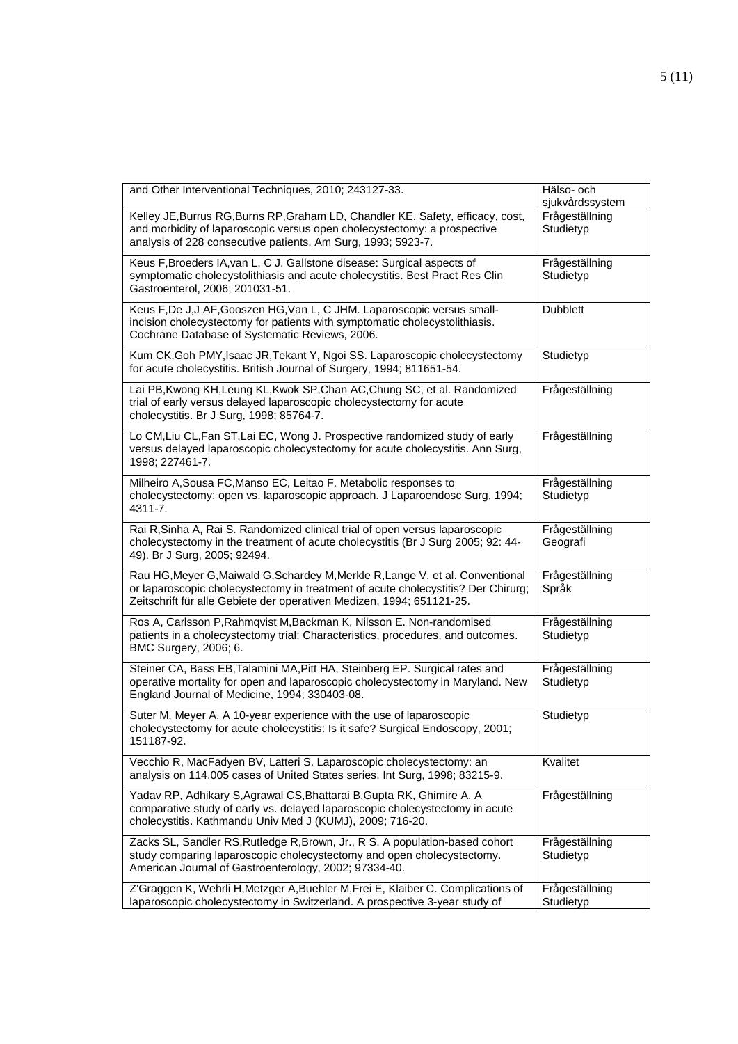| | |
|---|---|
| and Other Interventional Techniques, 2010; 243127-33. | Hälso- och sjukvårdssystem |
| Kelley JE,Burrus RG,Burns RP,Graham LD, Chandler KE. Safety, efficacy, cost, and morbidity of laparoscopic versus open cholecystectomy: a prospective analysis of 228 consecutive patients. Am Surg, 1993; 5923-7. | Frågeställning Studietyp |
| Keus F,Broeders IA,van L, C J. Gallstone disease: Surgical aspects of symptomatic cholecystolithiasis and acute cholecystitis. Best Pract Res Clin Gastroenterol, 2006; 201031-51. | Frågeställning Studietyp |
| Keus F,De J,J AF,Gooszen HG,Van L, C JHM. Laparoscopic versus small-incision cholecystectomy for patients with symptomatic cholecystolithiasis. Cochrane Database of Systematic Reviews, 2006. | Dubblett |
| Kum CK,Goh PMY,Isaac JR,Tekant Y, Ngoi SS. Laparoscopic cholecystectomy for acute cholecystitis. British Journal of Surgery, 1994; 811651-54. | Studietyp |
| Lai PB,Kwong KH,Leung KL,Kwok SP,Chan AC,Chung SC, et al. Randomized trial of early versus delayed laparoscopic cholecystectomy for acute cholecystitis. Br J Surg, 1998; 85764-7. | Frågeställning |
| Lo CM,Liu CL,Fan ST,Lai EC, Wong J. Prospective randomized study of early versus delayed laparoscopic cholecystectomy for acute cholecystitis. Ann Surg, 1998; 227461-7. | Frågeställning |
| Milheiro A,Sousa FC,Manso EC, Leitao F. Metabolic responses to cholecystectomy: open vs. laparoscopic approach. J Laparoendosc Surg, 1994; 4311-7. | Frågeställning Studietyp |
| Rai R,Sinha A, Rai S. Randomized clinical trial of open versus laparoscopic cholecystectomy in the treatment of acute cholecystitis (Br J Surg 2005; 92: 44-49). Br J Surg, 2005; 92494. | Frågeställning Geografi |
| Rau HG,Meyer G,Maiwald G,Schardey M,Merkle R,Lange V, et al. Conventional or laparoscopic cholecystectomy in treatment of acute cholecystitis? Der Chirurg; Zeitschrift für alle Gebiete der operativen Medizen, 1994; 651121-25. | Frågeställning Språk |
| Ros A, Carlsson P,Rahmqvist M,Backman K, Nilsson E. Non-randomised patients in a cholecystectomy trial: Characteristics, procedures, and outcomes. BMC Surgery, 2006; 6. | Frågeställning Studietyp |
| Steiner CA, Bass EB,Talamini MA,Pitt HA, Steinberg EP. Surgical rates and operative mortality for open and laparoscopic cholecystectomy in Maryland. New England Journal of Medicine, 1994; 330403-08. | Frågeställning Studietyp |
| Suter M, Meyer A. A 10-year experience with the use of laparoscopic cholecystectomy for acute cholecystitis: Is it safe? Surgical Endoscopy, 2001; 151187-92. | Studietyp |
| Vecchio R, MacFadyen BV, Latteri S. Laparoscopic cholecystectomy: an analysis on 114,005 cases of United States series. Int Surg, 1998; 83215-9. | Kvalitet |
| Yadav RP, Adhikary S,Agrawal CS,Bhattarai B,Gupta RK, Ghimire A. A comparative study of early vs. delayed laparoscopic cholecystectomy in acute cholecystitis. Kathmandu Univ Med J (KUMJ), 2009; 716-20. | Frågeställning |
| Zacks SL, Sandler RS,Rutledge R,Brown, Jr., R S. A population-based cohort study comparing laparoscopic cholecystectomy and open cholecystectomy. American Journal of Gastroenterology, 2002; 97334-40. | Frågeställning Studietyp |
| Z'Graggen K, Wehrli H,Metzger A,Buehler M,Frei E, Klaiber C. Complications of laparoscopic cholecystectomy in Switzerland. A prospective 3-year study of | Frågeställning Studietyp |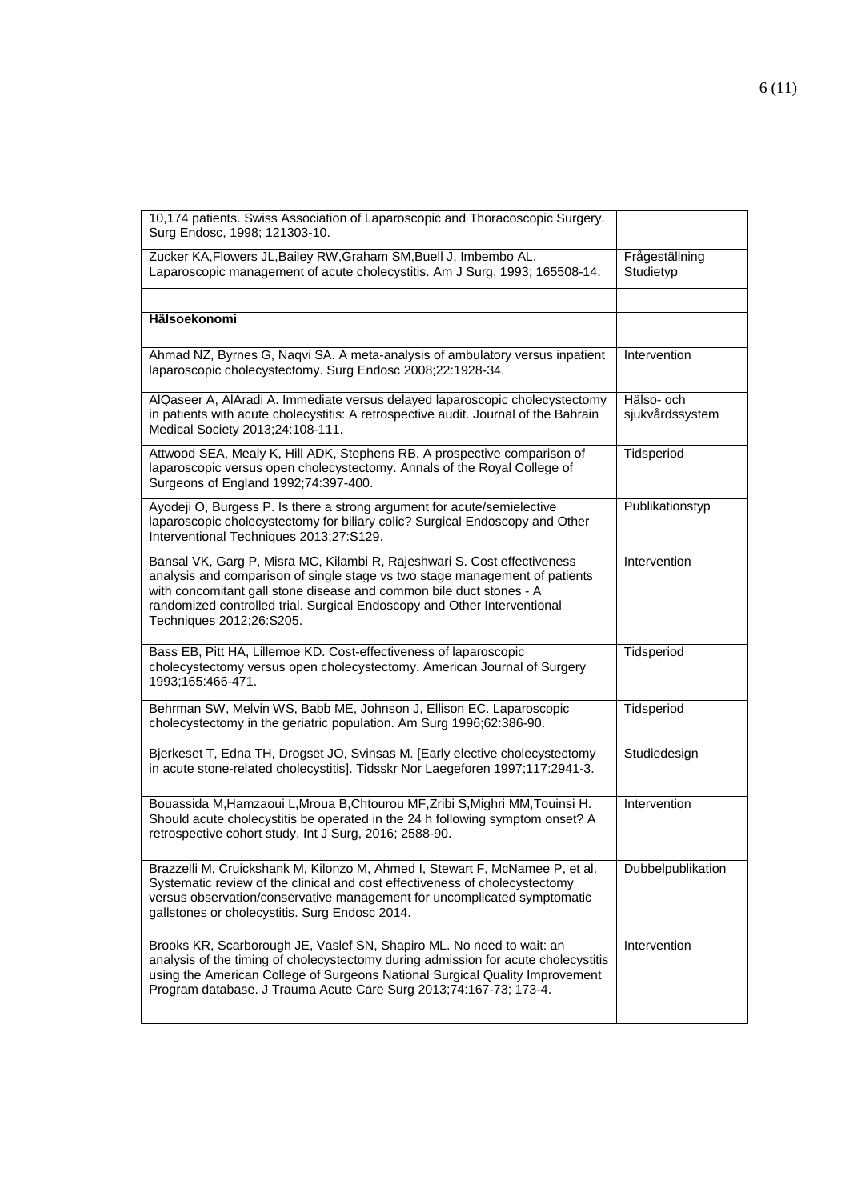| | |
|---|---|
| 10,174 patients. Swiss Association of Laparoscopic and Thoracoscopic Surgery. Surg Endosc, 1998; 121303-10. | |
| Zucker KA,Flowers JL,Bailey RW,Graham SM,Buell J, Imbembo AL. Laparoscopic management of acute cholecystitis. Am J Surg, 1993; 165508-14. | Frågeställning Studietyp |
| | |
| **Hälsoekonomi** | |
| Ahmad NZ, Byrnes G, Naqvi SA. A meta-analysis of ambulatory versus inpatient laparoscopic cholecystectomy. Surg Endosc 2008;22:1928-34. | Intervention |
| AlQaseer A, AlAradi A. Immediate versus delayed laparoscopic cholecystectomy in patients with acute cholecystitis: A retrospective audit. Journal of the Bahrain Medical Society 2013;24:108-111. | Hälso- och sjukvårdssystem |
| Attwood SEA, Mealy K, Hill ADK, Stephens RB. A prospective comparison of laparoscopic versus open cholecystectomy. Annals of the Royal College of Surgeons of England 1992;74:397-400. | Tidsperiod |
| Ayodeji O, Burgess P. Is there a strong argument for acute/semielective laparoscopic cholecystectomy for biliary colic? Surgical Endoscopy and Other Interventional Techniques 2013;27:S129. | Publikationstyp |
| Bansal VK, Garg P, Misra MC, Kilambi R, Rajeshwari S. Cost effectiveness analysis and comparison of single stage vs two stage management of patients with concomitant gall stone disease and common bile duct stones - A randomized controlled trial. Surgical Endoscopy and Other Interventional Techniques 2012;26:S205. | Intervention |
| Bass EB, Pitt HA, Lillemoe KD. Cost-effectiveness of laparoscopic cholecystectomy versus open cholecystectomy. American Journal of Surgery 1993;165:466-471. | Tidsperiod |
| Behrman SW, Melvin WS, Babb ME, Johnson J, Ellison EC. Laparoscopic cholecystectomy in the geriatric population. Am Surg 1996;62:386-90. | Tidsperiod |
| Bjerkeset T, Edna TH, Drogset JO, Svinsas M. [Early elective cholecystectomy in acute stone-related cholecystitis]. Tidsskr Nor Laegeforen 1997;117:2941-3. | Studiedesign |
| Bouassida M,Hamzaoui L,Mroua B,Chtourou MF,Zribi S,Mighri MM,Touinsi H. Should acute cholecystitis be operated in the 24 h following symptom onset? A retrospective cohort study. Int J Surg, 2016; 2588-90. | Intervention |
| Brazzelli M, Cruickshank M, Kilonzo M, Ahmed I, Stewart F, McNamee P, et al. Systematic review of the clinical and cost effectiveness of cholecystectomy versus observation/conservative management for uncomplicated symptomatic gallstones or cholecystitis. Surg Endosc 2014. | Dubbelpublikation |
| Brooks KR, Scarborough JE, Vaslef SN, Shapiro ML. No need to wait: an analysis of the timing of cholecystectomy during admission for acute cholecystitis using the American College of Surgeons National Surgical Quality Improvement Program database. J Trauma Acute Care Surg 2013;74:167-73; 173-4. | Intervention |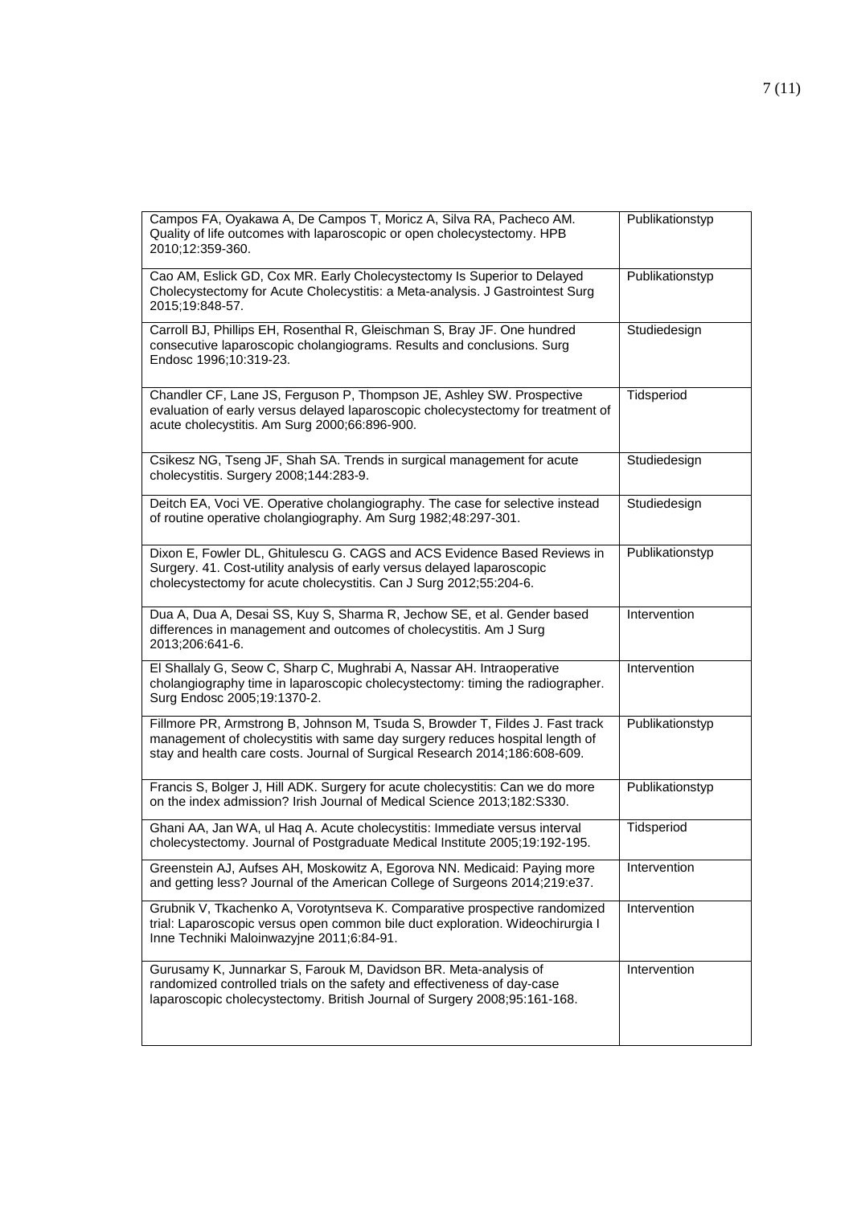| | |
|---|---|
| Campos FA, Oyakawa A, De Campos T, Moricz A, Silva RA, Pacheco AM. Quality of life outcomes with laparoscopic or open cholecystectomy. HPB 2010;12:359-360. | Publikationstyp |
| Cao AM, Eslick GD, Cox MR. Early Cholecystectomy Is Superior to Delayed Cholecystectomy for Acute Cholecystitis: a Meta-analysis. J Gastrointest Surg 2015;19:848-57. | Publikationstyp |
| Carroll BJ, Phillips EH, Rosenthal R, Gleischman S, Bray JF. One hundred consecutive laparoscopic cholangiograms. Results and conclusions. Surg Endosc 1996;10:319-23. | Studiedesign |
| Chandler CF, Lane JS, Ferguson P, Thompson JE, Ashley SW. Prospective evaluation of early versus delayed laparoscopic cholecystectomy for treatment of acute cholecystitis. Am Surg 2000;66:896-900. | Tidsperiod |
| Csikesz NG, Tseng JF, Shah SA. Trends in surgical management for acute cholecystitis. Surgery 2008;144:283-9. | Studiedesign |
| Deitch EA, Voci VE. Operative cholangiography. The case for selective instead of routine operative cholangiography. Am Surg 1982;48:297-301. | Studiedesign |
| Dixon E, Fowler DL, Ghitulescu G. CAGS and ACS Evidence Based Reviews in Surgery. 41. Cost-utility analysis of early versus delayed laparoscopic cholecystectomy for acute cholecystitis. Can J Surg 2012;55:204-6. | Publikationstyp |
| Dua A, Dua A, Desai SS, Kuy S, Sharma R, Jechow SE, et al. Gender based differences in management and outcomes of cholecystitis. Am J Surg 2013;206:641-6. | Intervention |
| El Shallaly G, Seow C, Sharp C, Mughrabi A, Nassar AH. Intraoperative cholangiography time in laparoscopic cholecystectomy: timing the radiographer. Surg Endosc 2005;19:1370-2. | Intervention |
| Fillmore PR, Armstrong B, Johnson M, Tsuda S, Browder T, Fildes J. Fast track management of cholecystitis with same day surgery reduces hospital length of stay and health care costs. Journal of Surgical Research 2014;186:608-609. | Publikationstyp |
| Francis S, Bolger J, Hill ADK. Surgery for acute cholecystitis: Can we do more on the index admission? Irish Journal of Medical Science 2013;182:S330. | Publikationstyp |
| Ghani AA, Jan WA, ul Haq A. Acute cholecystitis: Immediate versus interval cholecystectomy. Journal of Postgraduate Medical Institute 2005;19:192-195. | Tidsperiod |
| Greenstein AJ, Aufses AH, Moskowitz A, Egorova NN. Medicaid: Paying more and getting less? Journal of the American College of Surgeons 2014;219:e37. | Intervention |
| Grubnik V, Tkachenko A, Vorotyntseva K. Comparative prospective randomized trial: Laparoscopic versus open common bile duct exploration. Wideochirurgia I Inne Techniki Maloinwazyjne 2011;6:84-91. | Intervention |
| Gurusamy K, Junnarkar S, Farouk M, Davidson BR. Meta-analysis of randomized controlled trials on the safety and effectiveness of day-case laparoscopic cholecystectomy. British Journal of Surgery 2008;95:161-168. | Intervention |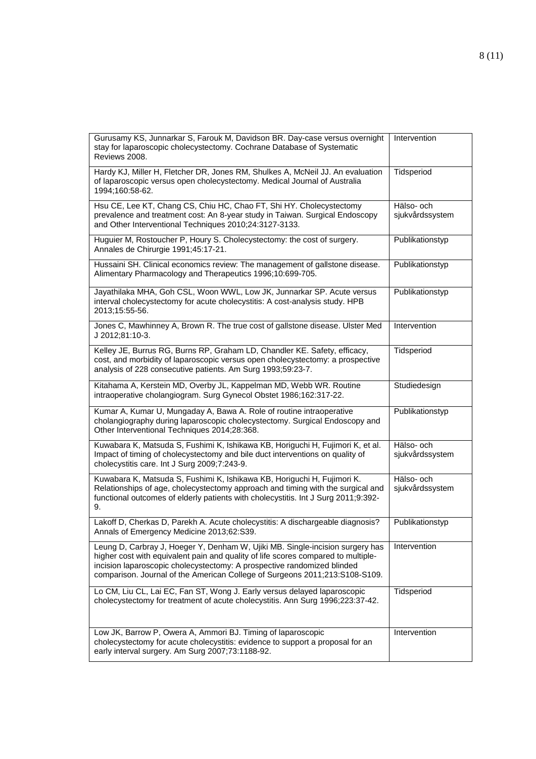| | |
|---|---|
| Gurusamy KS, Junnarkar S, Farouk M, Davidson BR. Day-case versus overnight stay for laparoscopic cholecystectomy. Cochrane Database of Systematic Reviews 2008. | Intervention |
| Hardy KJ, Miller H, Fletcher DR, Jones RM, Shulkes A, McNeil JJ. An evaluation of laparoscopic versus open cholecystectomy. Medical Journal of Australia 1994;160:58-62. | Tidsperiod |
| Hsu CE, Lee KT, Chang CS, Chiu HC, Chao FT, Shi HY. Cholecystectomy prevalence and treatment cost: An 8-year study in Taiwan. Surgical Endoscopy and Other Interventional Techniques 2010;24:3127-3133. | Hälso- och sjukvårdssystem |
| Huguier M, Rostoucher P, Houry S. Cholecystectomy: the cost of surgery. Annales de Chirurgie 1991;45:17-21. | Publikationstyp |
| Hussaini SH. Clinical economics review: The management of gallstone disease. Alimentary Pharmacology and Therapeutics 1996;10:699-705. | Publikationstyp |
| Jayathilaka MHA, Goh CSL, Woon WWL, Low JK, Junnarkar SP. Acute versus interval cholecystectomy for acute cholecystitis: A cost-analysis study. HPB 2013;15:55-56. | Publikationstyp |
| Jones C, Mawhinney A, Brown R. The true cost of gallstone disease. Ulster Med J 2012;81:10-3. | Intervention |
| Kelley JE, Burrus RG, Burns RP, Graham LD, Chandler KE. Safety, efficacy, cost, and morbidity of laparoscopic versus open cholecystectomy: a prospective analysis of 228 consecutive patients. Am Surg 1993;59:23-7. | Tidsperiod |
| Kitahama A, Kerstein MD, Overby JL, Kappelman MD, Webb WR. Routine intraoperative cholangiogram. Surg Gynecol Obstet 1986;162:317-22. | Studiedesign |
| Kumar A, Kumar U, Mungaday A, Bawa A. Role of routine intraoperative cholangiography during laparoscopic cholecystectomy. Surgical Endoscopy and Other Interventional Techniques 2014;28:368. | Publikationstyp |
| Kuwabara K, Matsuda S, Fushimi K, Ishikawa KB, Horiguchi H, Fujimori K, et al. Impact of timing of cholecystectomy and bile duct interventions on quality of cholecystitis care. Int J Surg 2009;7:243-9. | Hälso- och sjukvårdssystem |
| Kuwabara K, Matsuda S, Fushimi K, Ishikawa KB, Horiguchi H, Fujimori K. Relationships of age, cholecystectomy approach and timing with the surgical and functional outcomes of elderly patients with cholecystitis. Int J Surg 2011;9:392-9. | Hälso- och sjukvårdssystem |
| Lakoff D, Cherkas D, Parekh A. Acute cholecystitis: A dischargeable diagnosis? Annals of Emergency Medicine 2013;62:S39. | Publikationstyp |
| Leung D, Carbray J, Hoeger Y, Denham W, Ujiki MB. Single-incision surgery has higher cost with equivalent pain and quality of life scores compared to multiple-incision laparoscopic cholecystectomy: A prospective randomized blinded comparison. Journal of the American College of Surgeons 2011;213:S108-S109. | Intervention |
| Lo CM, Liu CL, Lai EC, Fan ST, Wong J. Early versus delayed laparoscopic cholecystectomy for treatment of acute cholecystitis. Ann Surg 1996;223:37-42. | Tidsperiod |
| Low JK, Barrow P, Owera A, Ammori BJ. Timing of laparoscopic cholecystectomy for acute cholecystitis: evidence to support a proposal for an early interval surgery. Am Surg 2007;73:1188-92. | Intervention |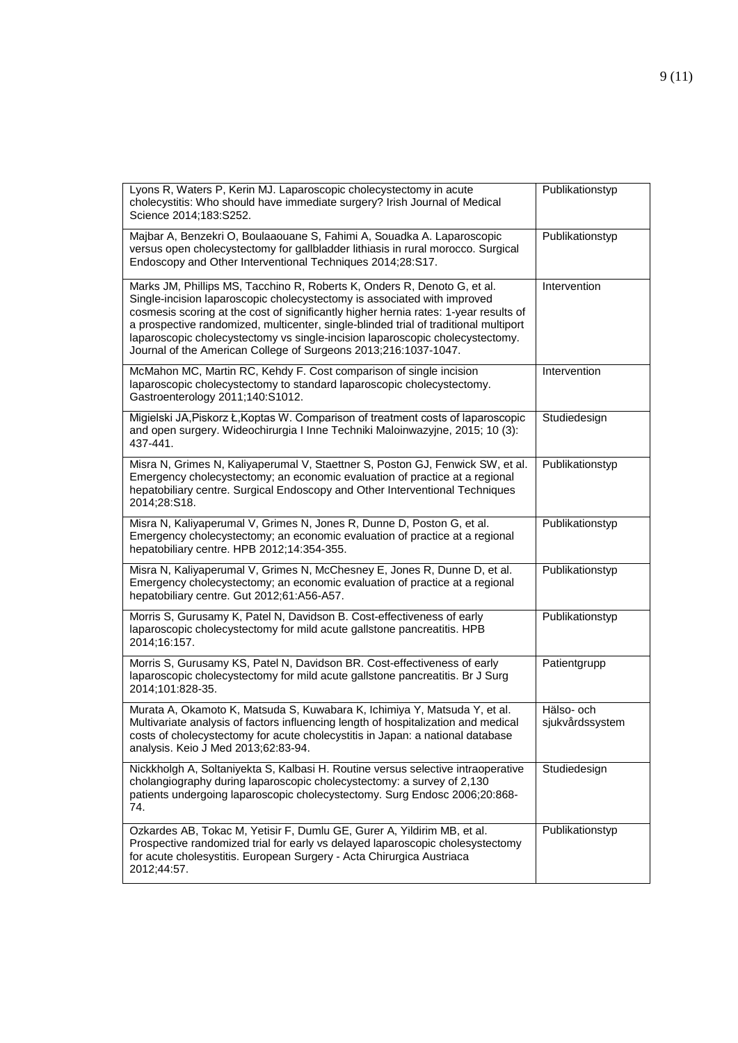| | |
|---|---|
| Lyons R, Waters P, Kerin MJ. Laparoscopic cholecystectomy in acute cholecystitis: Who should have immediate surgery? Irish Journal of Medical Science 2014;183:S252. | Publikationstyp |
| Majbar A, Benzekri O, Boulaaouane S, Fahimi A, Souadka A. Laparoscopic versus open cholecystectomy for gallbladder lithiasis in rural morocco. Surgical Endoscopy and Other Interventional Techniques 2014;28:S17. | Publikationstyp |
| Marks JM, Phillips MS, Tacchino R, Roberts K, Onders R, Denoto G, et al. Single-incision laparoscopic cholecystectomy is associated with improved cosmesis scoring at the cost of significantly higher hernia rates: 1-year results of a prospective randomized, multicenter, single-blinded trial of traditional multiport laparoscopic cholecystectomy vs single-incision laparoscopic cholecystectomy. Journal of the American College of Surgeons 2013;216:1037-1047. | Intervention |
| McMahon MC, Martin RC, Kehdy F. Cost comparison of single incision laparoscopic cholecystectomy to standard laparoscopic cholecystectomy. Gastroenterology 2011;140:S1012. | Intervention |
| Migielski JA,Piskorz Ł,Koptas W. Comparison of treatment costs of laparoscopic and open surgery. Wideochirurgia I Inne Techniki Maloinwazyjne, 2015; 10 (3): 437-441. | Studiedesign |
| Misra N, Grimes N, Kaliyaperumal V, Staettner S, Poston GJ, Fenwick SW, et al. Emergency cholecystectomy; an economic evaluation of practice at a regional hepatobiliary centre. Surgical Endoscopy and Other Interventional Techniques 2014;28:S18. | Publikationstyp |
| Misra N, Kaliyaperumal V, Grimes N, Jones R, Dunne D, Poston G, et al. Emergency cholecystectomy; an economic evaluation of practice at a regional hepatobiliary centre. HPB 2012;14:354-355. | Publikationstyp |
| Misra N, Kaliyaperumal V, Grimes N, McChesney E, Jones R, Dunne D, et al. Emergency cholecystectomy; an economic evaluation of practice at a regional hepatobiliary centre. Gut 2012;61:A56-A57. | Publikationstyp |
| Morris S, Gurusamy K, Patel N, Davidson B. Cost-effectiveness of early laparoscopic cholecystectomy for mild acute gallstone pancreatitis. HPB 2014;16:157. | Publikationstyp |
| Morris S, Gurusamy KS, Patel N, Davidson BR. Cost-effectiveness of early laparoscopic cholecystectomy for mild acute gallstone pancreatitis. Br J Surg 2014;101:828-35. | Patientgrupp |
| Murata A, Okamoto K, Matsuda S, Kuwabara K, Ichimiya Y, Matsuda Y, et al. Multivariate analysis of factors influencing length of hospitalization and medical costs of cholecystectomy for acute cholecystitis in Japan: a national database analysis. Keio J Med 2013;62:83-94. | Hälso- och sjukvårdssystem |
| Nickkholgh A, Soltaniyekta S, Kalbasi H. Routine versus selective intraoperative cholangiography during laparoscopic cholecystectomy: a survey of 2,130 patients undergoing laparoscopic cholecystectomy. Surg Endosc 2006;20:868-74. | Studiedesign |
| Ozkardes AB, Tokac M, Yetisir F, Dumlu GE, Gurer A, Yildirim MB, et al. Prospective randomized trial for early vs delayed laparoscopic cholesystectomy for acute cholesystitis. European Surgery - Acta Chirurgica Austriaca 2012;44:57. | Publikationstyp |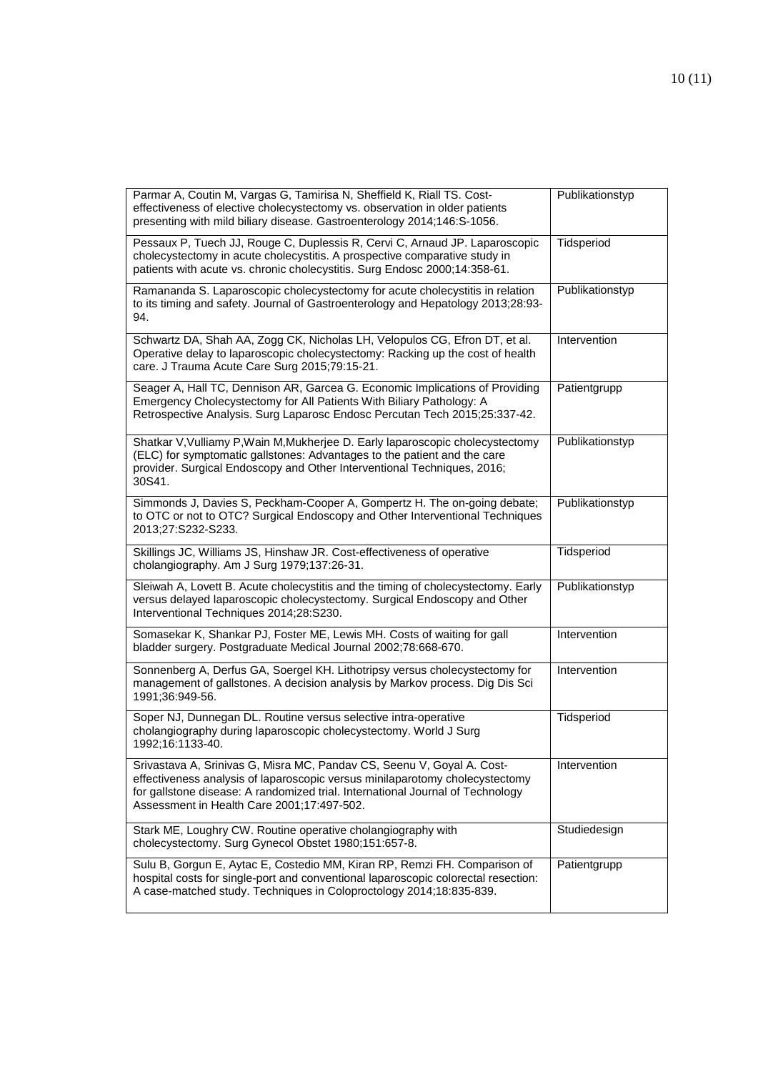| | |
|---|---|
| Parmar A, Coutin M, Vargas G, Tamirisa N, Sheffield K, Riall TS. Cost-effectiveness of elective cholecystectomy vs. observation in older patients presenting with mild biliary disease. Gastroenterology 2014;146:S-1056. | Publikationstyp |
| Pessaux P, Tuech JJ, Rouge C, Duplessis R, Cervi C, Arnaud JP. Laparoscopic cholecystectomy in acute cholecystitis. A prospective comparative study in patients with acute vs. chronic cholecystitis. Surg Endosc 2000;14:358-61. | Tidsperiod |
| Ramananda S. Laparoscopic cholecystectomy for acute cholecystitis in relation to its timing and safety. Journal of Gastroenterology and Hepatology 2013;28:93-94. | Publikationstyp |
| Schwartz DA, Shah AA, Zogg CK, Nicholas LH, Velopulos CG, Efron DT, et al. Operative delay to laparoscopic cholecystectomy: Racking up the cost of health care. J Trauma Acute Care Surg 2015;79:15-21. | Intervention |
| Seager A, Hall TC, Dennison AR, Garcea G. Economic Implications of Providing Emergency Cholecystectomy for All Patients With Biliary Pathology: A Retrospective Analysis. Surg Laparosc Endosc Percutan Tech 2015;25:337-42. | Patientgrupp |
| Shatkar V,Vulliamy P,Wain M,Mukherjee D. Early laparoscopic cholecystectomy (ELC) for symptomatic gallstones: Advantages to the patient and the care provider. Surgical Endoscopy and Other Interventional Techniques, 2016; 30S41. | Publikationstyp |
| Simmonds J, Davies S, Peckham-Cooper A, Gompertz H. The on-going debate; to OTC or not to OTC? Surgical Endoscopy and Other Interventional Techniques 2013;27:S232-S233. | Publikationstyp |
| Skillings JC, Williams JS, Hinshaw JR. Cost-effectiveness of operative cholangiography. Am J Surg 1979;137:26-31. | Tidsperiod |
| Sleiwah A, Lovett B. Acute cholecystitis and the timing of cholecystectomy. Early versus delayed laparoscopic cholecystectomy. Surgical Endoscopy and Other Interventional Techniques 2014;28:S230. | Publikationstyp |
| Somasekar K, Shankar PJ, Foster ME, Lewis MH. Costs of waiting for gall bladder surgery. Postgraduate Medical Journal 2002;78:668-670. | Intervention |
| Sonnenberg A, Derfus GA, Soergel KH. Lithotripsy versus cholecystectomy for management of gallstones. A decision analysis by Markov process. Dig Dis Sci 1991;36:949-56. | Intervention |
| Soper NJ, Dunnegan DL. Routine versus selective intra-operative cholangiography during laparoscopic cholecystectomy. World J Surg 1992;16:1133-40. | Tidsperiod |
| Srivastava A, Srinivas G, Misra MC, Pandav CS, Seenu V, Goyal A. Cost-effectiveness analysis of laparoscopic versus minilaparotomy cholecystectomy for gallstone disease: A randomized trial. International Journal of Technology Assessment in Health Care 2001;17:497-502. | Intervention |
| Stark ME, Loughry CW. Routine operative cholangiography with cholecystectomy. Surg Gynecol Obstet 1980;151:657-8. | Studiedesign |
| Sulu B, Gorgun E, Aytac E, Costedio MM, Kiran RP, Remzi FH. Comparison of hospital costs for single-port and conventional laparoscopic colorectal resection: A case-matched study. Techniques in Coloproctology 2014;18:835-839. | Patientgrupp |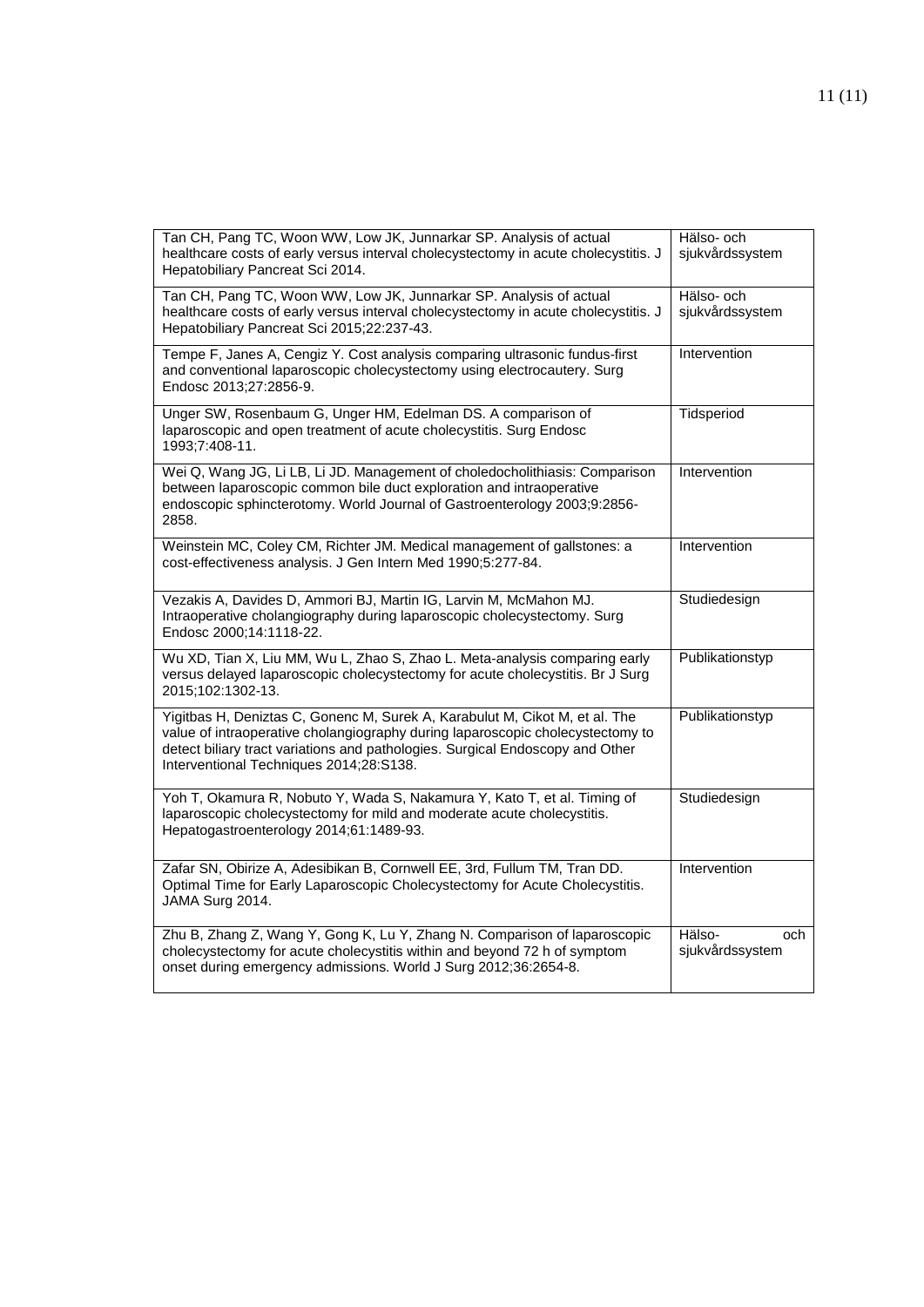| | |
|---|---|
| Tan CH, Pang TC, Woon WW, Low JK, Junnarkar SP. Analysis of actual healthcare costs of early versus interval cholecystectomy in acute cholecystitis. J Hepatobiliary Pancreat Sci 2014. | Hälso- och sjukvårdssystem |
| Tan CH, Pang TC, Woon WW, Low JK, Junnarkar SP. Analysis of actual healthcare costs of early versus interval cholecystectomy in acute cholecystitis. J Hepatobiliary Pancreat Sci 2015;22:237-43. | Hälso- och sjukvårdssystem |
| Tempe F, Janes A, Cengiz Y. Cost analysis comparing ultrasonic fundus-first and conventional laparoscopic cholecystectomy using electrocautery. Surg Endosc 2013;27:2856-9. | Intervention |
| Unger SW, Rosenbaum G, Unger HM, Edelman DS. A comparison of laparoscopic and open treatment of acute cholecystitis. Surg Endosc 1993;7:408-11. | Tidsperiod |
| Wei Q, Wang JG, Li LB, Li JD. Management of choledocholithiasis: Comparison between laparoscopic common bile duct exploration and intraoperative endoscopic sphincterotomy. World Journal of Gastroenterology 2003;9:2856-2858. | Intervention |
| Weinstein MC, Coley CM, Richter JM. Medical management of gallstones: a cost-effectiveness analysis. J Gen Intern Med 1990;5:277-84. | Intervention |
| Vezakis A, Davides D, Ammori BJ, Martin IG, Larvin M, McMahon MJ. Intraoperative cholangiography during laparoscopic cholecystectomy. Surg Endosc 2000;14:1118-22. | Studiedesign |
| Wu XD, Tian X, Liu MM, Wu L, Zhao S, Zhao L. Meta-analysis comparing early versus delayed laparoscopic cholecystectomy for acute cholecystitis. Br J Surg 2015;102:1302-13. | Publikationstyp |
| Yigitbas H, Deniztas C, Gonenc M, Surek A, Karabulut M, Cikot M, et al. The value of intraoperative cholangiography during laparoscopic cholecystectomy to detect biliary tract variations and pathologies. Surgical Endoscopy and Other Interventional Techniques 2014;28:S138. | Publikationstyp |
| Yoh T, Okamura R, Nobuto Y, Wada S, Nakamura Y, Kato T, et al. Timing of laparoscopic cholecystectomy for mild and moderate acute cholecystitis. Hepatogastroenterology 2014;61:1489-93. | Studiedesign |
| Zafar SN, Obirize A, Adesibikan B, Cornwell EE, 3rd, Fullum TM, Tran DD. Optimal Time for Early Laparoscopic Cholecystectomy for Acute Cholecystitis. JAMA Surg 2014. | Intervention |
| Zhu B, Zhang Z, Wang Y, Gong K, Lu Y, Zhang N. Comparison of laparoscopic cholecystectomy for acute cholecystitis within and beyond 72 h of symptom onset during emergency admissions. World J Surg 2012;36:2654-8. | Hälso- och sjukvårdssystem |